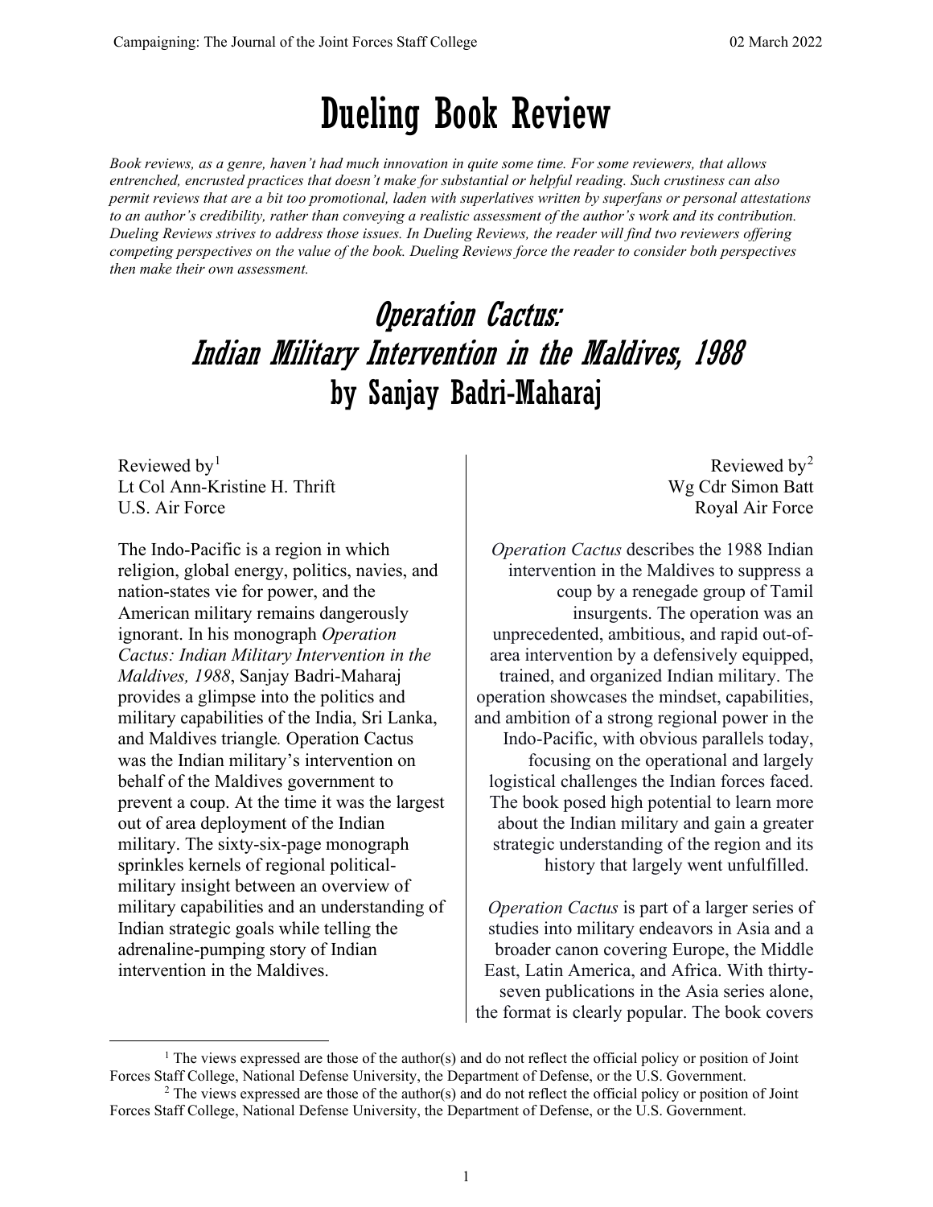# Dueling Book Review

*Book reviews, as a genre, haven't had much innovation in quite some time. For some reviewers, that allows entrenched, encrusted practices that doesn't make for substantial or helpful reading. Such crustiness can also permit reviews that are a bit too promotional, laden with superlatives written by superfans or personal attestations to an author's credibility, rather than conveying a realistic assessment of the author's work and its contribution. Dueling Reviews strives to address those issues. In Dueling Reviews, the reader will find two reviewers offering competing perspectives on the value of the book. Dueling Reviews force the reader to consider both perspectives then make their own assessment.*

## *Operation Cactus: Indian Military Intervention in the Maldives, 1988*
## by Sanjay Badri-Maharaj

Reviewed by[1]
Lt Col Ann-Kristine H. Thrift
U.S. Air Force

The Indo-Pacific is a region in which religion, global energy, politics, navies, and nation-states vie for power, and the American military remains dangerously ignorant. In his monograph *Operation Cactus: Indian Military Intervention in the Maldives, 1988*, Sanjay Badri-Maharaj provides a glimpse into the politics and military capabilities of the India, Sri Lanka, and Maldives triangle*.* Operation Cactus was the Indian military's intervention on behalf of the Maldives government to prevent a coup. At the time it was the largest out of area deployment of the Indian military. The sixty-six-page monograph sprinkles kernels of regional political-military insight between an overview of military capabilities and an understanding of Indian strategic goals while telling the adrenaline-pumping story of Indian intervention in the Maldives.

Reviewed by[2]
Wg Cdr Simon Batt
Royal Air Force

*Operation Cactus* describes the 1988 Indian intervention in the Maldives to suppress a coup by a renegade group of Tamil insurgents. The operation was an unprecedented, ambitious, and rapid out-of-area intervention by a defensively equipped, trained, and organized Indian military. The operation showcases the mindset, capabilities, and ambition of a strong regional power in the Indo-Pacific, with obvious parallels today, focusing on the operational and largely logistical challenges the Indian forces faced. The book posed high potential to learn more about the Indian military and gain a greater strategic understanding of the region and its history that largely went unfulfilled.

*Operation Cactus* is part of a larger series of studies into military endeavors in Asia and a broader canon covering Europe, the Middle East, Latin America, and Africa. With thirty-seven publications in the Asia series alone, the format is clearly popular. The book covers

[1] The views expressed are those of the author(s) and do not reflect the official policy or position of Joint Forces Staff College, National Defense University, the Department of Defense, or the U.S. Government.

[2] The views expressed are those of the author(s) and do not reflect the official policy or position of Joint Forces Staff College, National Defense University, the Department of Defense, or the U.S. Government.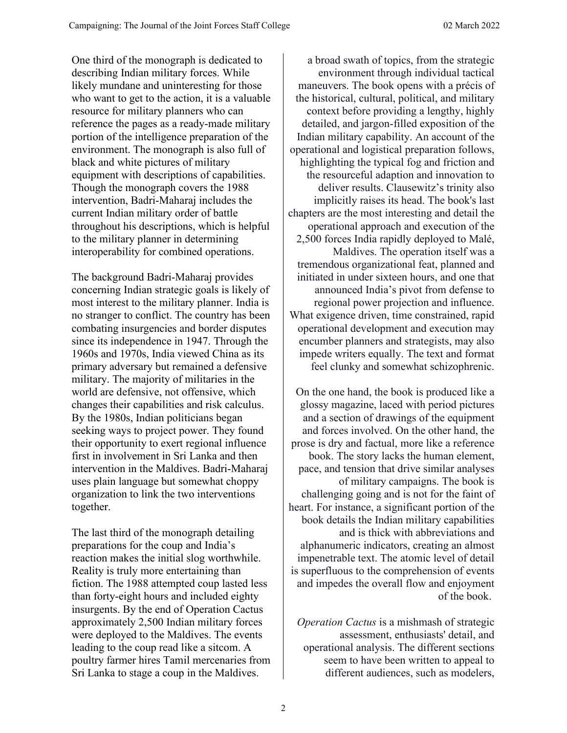One third of the monograph is dedicated to describing Indian military forces. While likely mundane and uninteresting for those who want to get to the action, it is a valuable resource for military planners who can reference the pages as a ready-made military portion of the intelligence preparation of the environment. The monograph is also full of black and white pictures of military equipment with descriptions of capabilities. Though the monograph covers the 1988 intervention, Badri-Maharaj includes the current Indian military order of battle throughout his descriptions, which is helpful to the military planner in determining interoperability for combined operations.

The background Badri-Maharaj provides concerning Indian strategic goals is likely of most interest to the military planner. India is no stranger to conflict. The country has been combating insurgencies and border disputes since its independence in 1947. Through the 1960s and 1970s, India viewed China as its primary adversary but remained a defensive military. The majority of militaries in the world are defensive, not offensive, which changes their capabilities and risk calculus. By the 1980s, Indian politicians began seeking ways to project power. They found their opportunity to exert regional influence first in involvement in Sri Lanka and then intervention in the Maldives. Badri-Maharaj uses plain language but somewhat choppy organization to link the two interventions together.

The last third of the monograph detailing preparations for the coup and India's reaction makes the initial slog worthwhile. Reality is truly more entertaining than fiction. The 1988 attempted coup lasted less than forty-eight hours and included eighty insurgents. By the end of Operation Cactus approximately 2,500 Indian military forces were deployed to the Maldives. The events leading to the coup read like a sitcom. A poultry farmer hires Tamil mercenaries from Sri Lanka to stage a coup in the Maldives.

a broad swath of topics, from the strategic environment through individual tactical maneuvers. The book opens with a précis of the historical, cultural, political, and military context before providing a lengthy, highly detailed, and jargon-filled exposition of the Indian military capability. An account of the operational and logistical preparation follows, highlighting the typical fog and friction and the resourceful adaption and innovation to deliver results. Clausewitz's trinity also implicitly raises its head. The book's last chapters are the most interesting and detail the operational approach and execution of the 2,500 forces India rapidly deployed to Malé, Maldives. The operation itself was a tremendous organizational feat, planned and initiated in under sixteen hours, and one that announced India's pivot from defense to regional power projection and influence. What exigence driven, time constrained, rapid operational development and execution may encumber planners and strategists, may also impede writers equally. The text and format feel clunky and somewhat schizophrenic.

On the one hand, the book is produced like a glossy magazine, laced with period pictures and a section of drawings of the equipment and forces involved. On the other hand, the prose is dry and factual, more like a reference book. The story lacks the human element, pace, and tension that drive similar analyses of military campaigns. The book is challenging going and is not for the faint of heart. For instance, a significant portion of the book details the Indian military capabilities and is thick with abbreviations and alphanumeric indicators, creating an almost impenetrable text. The atomic level of detail is superfluous to the comprehension of events and impedes the overall flow and enjoyment of the book.

*Operation Cactus* is a mishmash of strategic assessment, enthusiasts' detail, and operational analysis. The different sections seem to have been written to appeal to different audiences, such as modelers,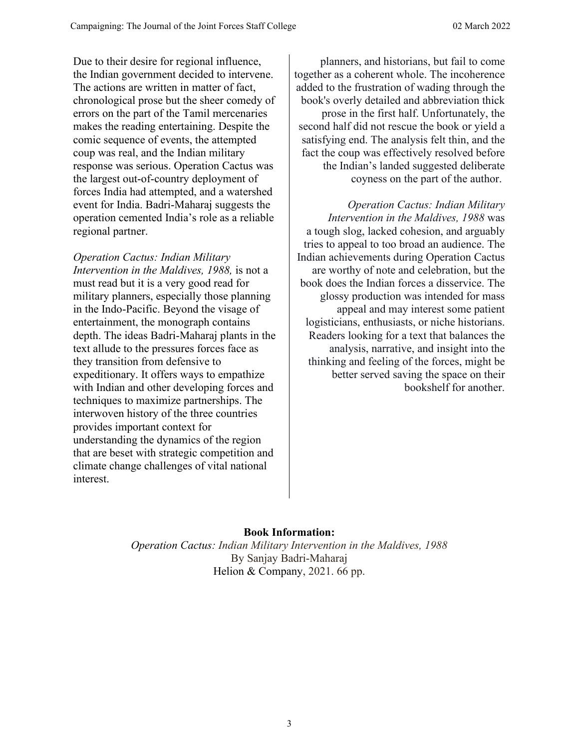Due to their desire for regional influence, the Indian government decided to intervene. The actions are written in matter of fact, chronological prose but the sheer comedy of errors on the part of the Tamil mercenaries makes the reading entertaining. Despite the comic sequence of events, the attempted coup was real, and the Indian military response was serious. Operation Cactus was the largest out-of-country deployment of forces India had attempted, and a watershed event for India. Badri-Maharaj suggests the operation cemented India's role as a reliable regional partner.

*Operation Cactus: Indian Military Intervention in the Maldives, 1988,* is not a must read but it is a very good read for military planners, especially those planning in the Indo-Pacific. Beyond the visage of entertainment, the monograph contains depth. The ideas Badri-Maharaj plants in the text allude to the pressures forces face as they transition from defensive to expeditionary. It offers ways to empathize with Indian and other developing forces and techniques to maximize partnerships. The interwoven history of the three countries provides important context for understanding the dynamics of the region that are beset with strategic competition and climate change challenges of vital national interest.

planners, and historians, but fail to come together as a coherent whole. The incoherence added to the frustration of wading through the book's overly detailed and abbreviation thick prose in the first half. Unfortunately, the second half did not rescue the book or yield a satisfying end. The analysis felt thin, and the fact the coup was effectively resolved before the Indian's landed suggested deliberate coyness on the part of the author.

*Operation Cactus: Indian Military Intervention in the Maldives, 1988* was a tough slog, lacked cohesion, and arguably tries to appeal to too broad an audience. The Indian achievements during Operation Cactus are worthy of note and celebration, but the book does the Indian forces a disservice. The glossy production was intended for mass appeal and may interest some patient logisticians, enthusiasts, or niche historians. Readers looking for a text that balances the analysis, narrative, and insight into the thinking and feeling of the forces, might be better served saving the space on their bookshelf for another.

**Book Information:**
*Operation Cactus: Indian Military Intervention in the Maldives, 1988*
By Sanjay Badri-Maharaj
Helion & Company, 2021. 66 pp.